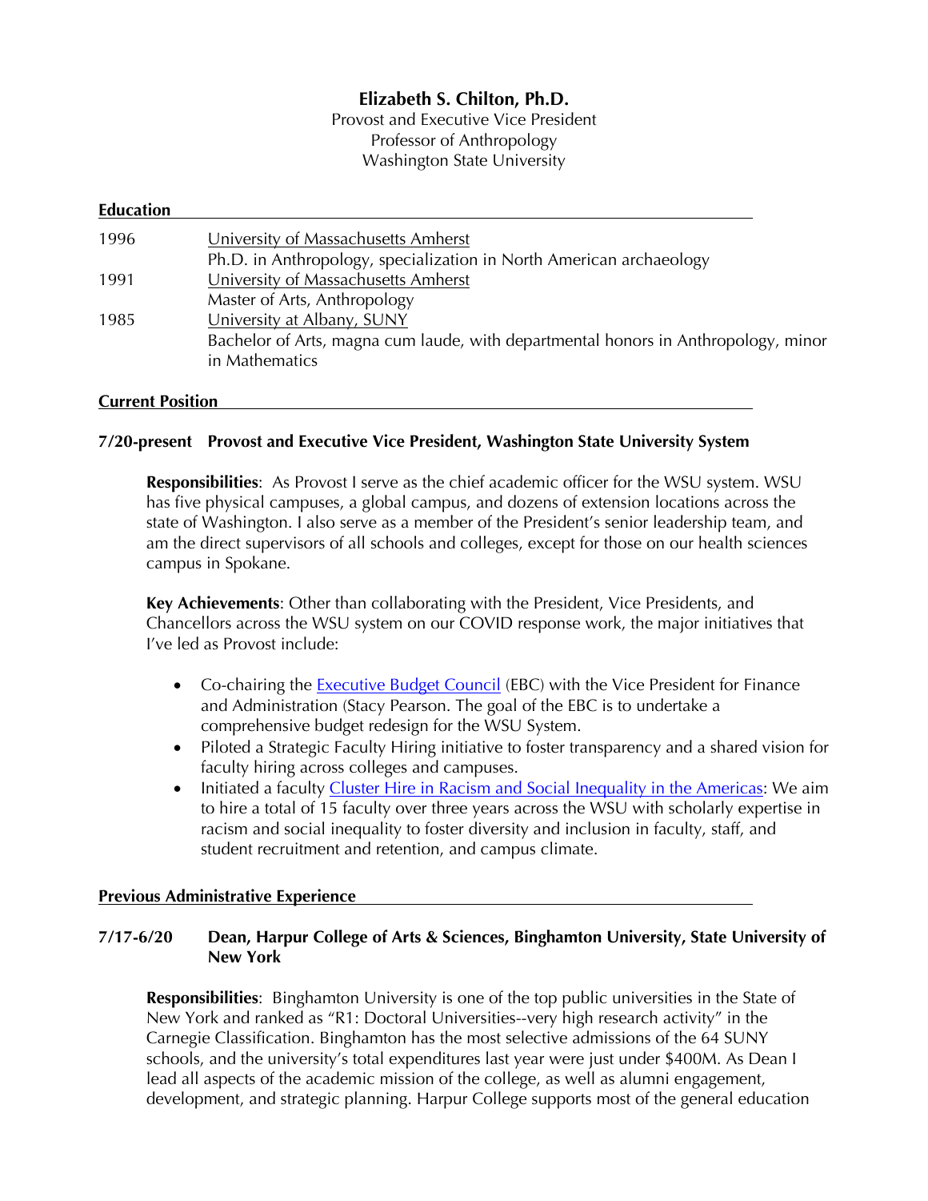# Elizabeth S. Chilton, Ph.D.

Provost and Executive Vice President
Professor of Anthropology
Washington State University

## Education

| | |
|---|---|
| 1996 | University of Massachusetts Amherst<br>Ph.D. in Anthropology, specialization in North American archaeology |
| 1991 | University of Massachusetts Amherst<br>Master of Arts, Anthropology |
| 1985 | University at Albany, SUNY<br>Bachelor of Arts, magna cum laude, with departmental honors in Anthropology, minor in Mathematics |

## Current Position

### 7/20-present Provost and Executive Vice President, Washington State University System

**Responsibilities**: As Provost I serve as the chief academic officer for the WSU system. WSU has five physical campuses, a global campus, and dozens of extension locations across the state of Washington. I also serve as a member of the President's senior leadership team, and am the direct supervisors of all schools and colleges, except for those on our health sciences campus in Spokane.

**Key Achievements**: Other than collaborating with the President, Vice Presidents, and Chancellors across the WSU system on our COVID response work, the major initiatives that I've led as Provost include:

- Co-chairing the Executive Budget Council (EBC) with the Vice President for Finance and Administration (Stacy Pearson. The goal of the EBC is to undertake a comprehensive budget redesign for the WSU System.
- Piloted a Strategic Faculty Hiring initiative to foster transparency and a shared vision for faculty hiring across colleges and campuses.
- Initiated a faculty Cluster Hire in Racism and Social Inequality in the Americas: We aim to hire a total of 15 faculty over three years across the WSU with scholarly expertise in racism and social inequality to foster diversity and inclusion in faculty, staff, and student recruitment and retention, and campus climate.

## Previous Administrative Experience

### 7/17-6/20 Dean, Harpur College of Arts & Sciences, Binghamton University, State University of New York

**Responsibilities**: Binghamton University is one of the top public universities in the State of New York and ranked as "R1: Doctoral Universities--very high research activity" in the Carnegie Classification. Binghamton has the most selective admissions of the 64 SUNY schools, and the university's total expenditures last year were just under $400M. As Dean I lead all aspects of the academic mission of the college, as well as alumni engagement, development, and strategic planning. Harpur College supports most of the general education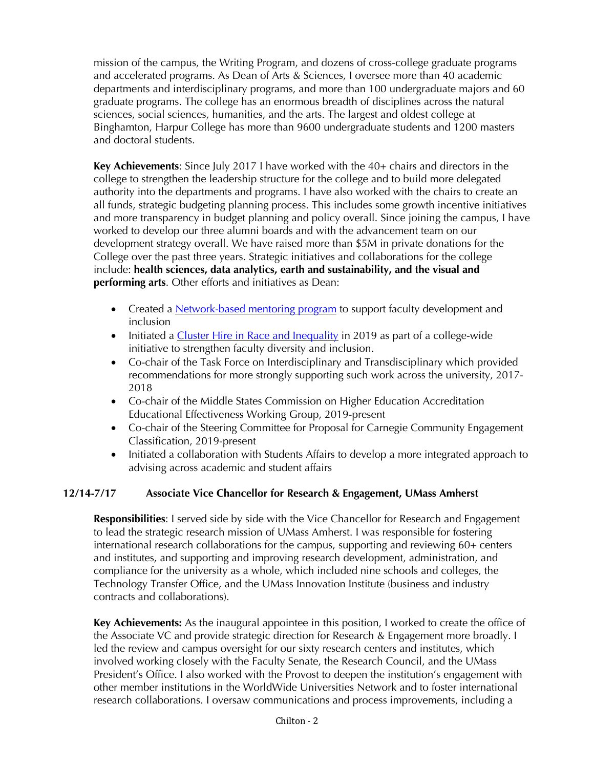mission of the campus, the Writing Program, and dozens of cross-college graduate programs and accelerated programs. As Dean of Arts & Sciences, I oversee more than 40 academic departments and interdisciplinary programs, and more than 100 undergraduate majors and 60 graduate programs. The college has an enormous breadth of disciplines across the natural sciences, social sciences, humanities, and the arts. The largest and oldest college at Binghamton, Harpur College has more than 9600 undergraduate students and 1200 masters and doctoral students.

**Key Achievements**: Since July 2017 I have worked with the 40+ chairs and directors in the college to strengthen the leadership structure for the college and to build more delegated authority into the departments and programs. I have also worked with the chairs to create an all funds, strategic budgeting planning process. This includes some growth incentive initiatives and more transparency in budget planning and policy overall. Since joining the campus, I have worked to develop our three alumni boards and with the advancement team on our development strategy overall. We have raised more than $5M in private donations for the College over the past three years. Strategic initiatives and collaborations for the college include: **health sciences, data analytics, earth and sustainability, and the visual and performing arts**. Other efforts and initiatives as Dean:

- Created a Network-based mentoring program to support faculty development and inclusion
- Initiated a Cluster Hire in Race and Inequality in 2019 as part of a college-wide initiative to strengthen faculty diversity and inclusion.
- Co-chair of the Task Force on Interdisciplinary and Transdisciplinary which provided recommendations for more strongly supporting such work across the university, 2017-2018
- Co-chair of the Middle States Commission on Higher Education Accreditation Educational Effectiveness Working Group, 2019-present
- Co-chair of the Steering Committee for Proposal for Carnegie Community Engagement Classification, 2019-present
- Initiated a collaboration with Students Affairs to develop a more integrated approach to advising across academic and student affairs

**12/14-7/17 Associate Vice Chancellor for Research & Engagement, UMass Amherst**

**Responsibilities**: I served side by side with the Vice Chancellor for Research and Engagement to lead the strategic research mission of UMass Amherst. I was responsible for fostering international research collaborations for the campus, supporting and reviewing 60+ centers and institutes, and supporting and improving research development, administration, and compliance for the university as a whole, which included nine schools and colleges, the Technology Transfer Office, and the UMass Innovation Institute (business and industry contracts and collaborations).

**Key Achievements:** As the inaugural appointee in this position, I worked to create the office of the Associate VC and provide strategic direction for Research & Engagement more broadly. I led the review and campus oversight for our sixty research centers and institutes, which involved working closely with the Faculty Senate, the Research Council, and the UMass President's Office. I also worked with the Provost to deepen the institution's engagement with other member institutions in the WorldWide Universities Network and to foster international research collaborations. I oversaw communications and process improvements, including a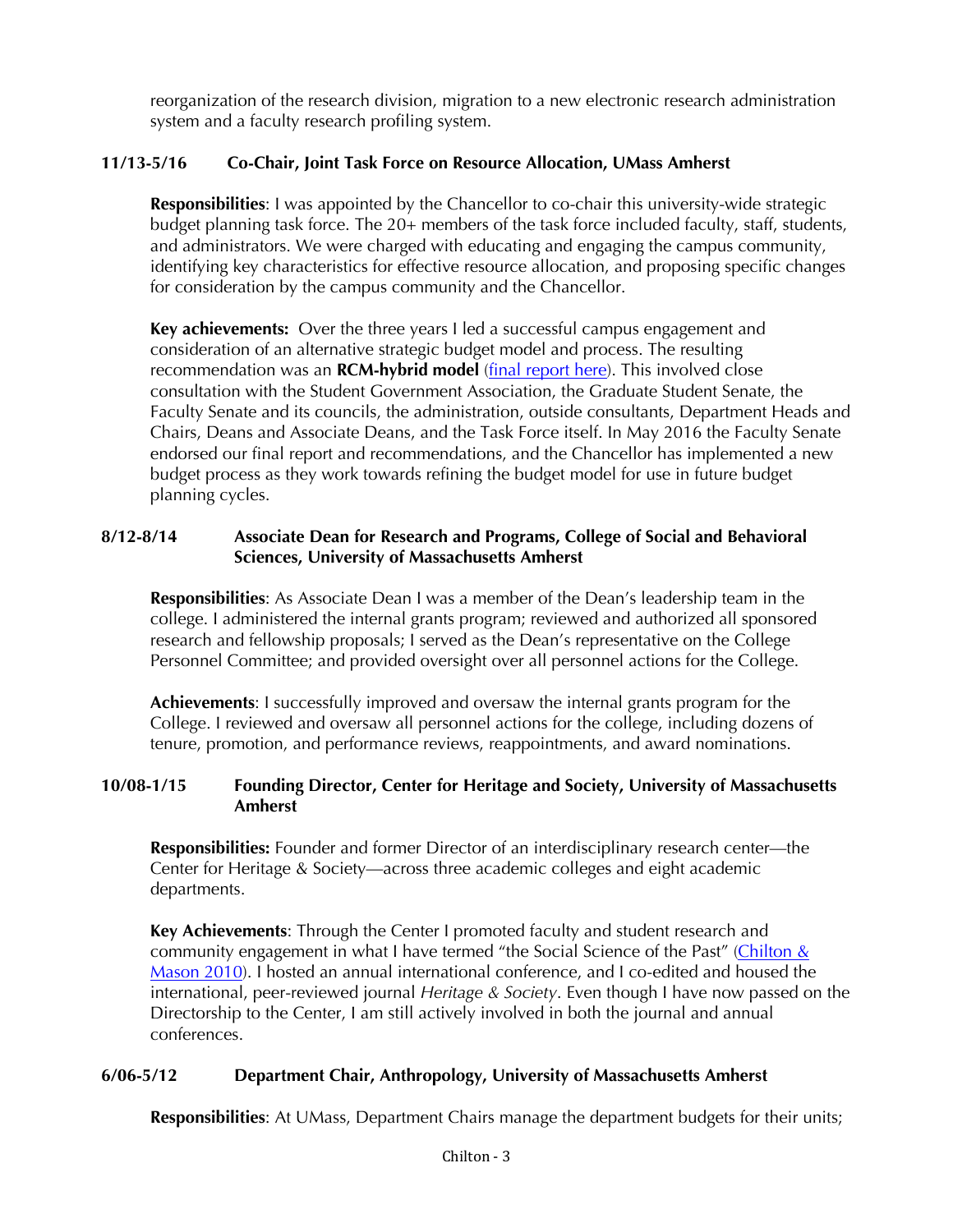reorganization of the research division, migration to a new electronic research administration system and a faculty research profiling system.

**11/13-5/16 Co-Chair, Joint Task Force on Resource Allocation, UMass Amherst**

**Responsibilities**: I was appointed by the Chancellor to co-chair this university-wide strategic budget planning task force. The 20+ members of the task force included faculty, staff, students, and administrators. We were charged with educating and engaging the campus community, identifying key characteristics for effective resource allocation, and proposing specific changes for consideration by the campus community and the Chancellor.

**Key achievements:** Over the three years I led a successful campus engagement and consideration of an alternative strategic budget model and process. The resulting recommendation was an **RCM-hybrid model** (final report here). This involved close consultation with the Student Government Association, the Graduate Student Senate, the Faculty Senate and its councils, the administration, outside consultants, Department Heads and Chairs, Deans and Associate Deans, and the Task Force itself. In May 2016 the Faculty Senate endorsed our final report and recommendations, and the Chancellor has implemented a new budget process as they work towards refining the budget model for use in future budget planning cycles.

**8/12-8/14 Associate Dean for Research and Programs, College of Social and Behavioral Sciences, University of Massachusetts Amherst**

**Responsibilities**: As Associate Dean I was a member of the Dean's leadership team in the college. I administered the internal grants program; reviewed and authorized all sponsored research and fellowship proposals; I served as the Dean's representative on the College Personnel Committee; and provided oversight over all personnel actions for the College.

**Achievements**: I successfully improved and oversaw the internal grants program for the College. I reviewed and oversaw all personnel actions for the college, including dozens of tenure, promotion, and performance reviews, reappointments, and award nominations.

**10/08-1/15 Founding Director, Center for Heritage and Society, University of Massachusetts Amherst**

**Responsibilities:** Founder and former Director of an interdisciplinary research center—the Center for Heritage & Society—across three academic colleges and eight academic departments.

**Key Achievements**: Through the Center I promoted faculty and student research and community engagement in what I have termed "the Social Science of the Past" (Chilton & Mason 2010). I hosted an annual international conference, and I co-edited and housed the international, peer-reviewed journal *Heritage & Society*. Even though I have now passed on the Directorship to the Center, I am still actively involved in both the journal and annual conferences.

**6/06-5/12 Department Chair, Anthropology, University of Massachusetts Amherst**

**Responsibilities**: At UMass, Department Chairs manage the department budgets for their units;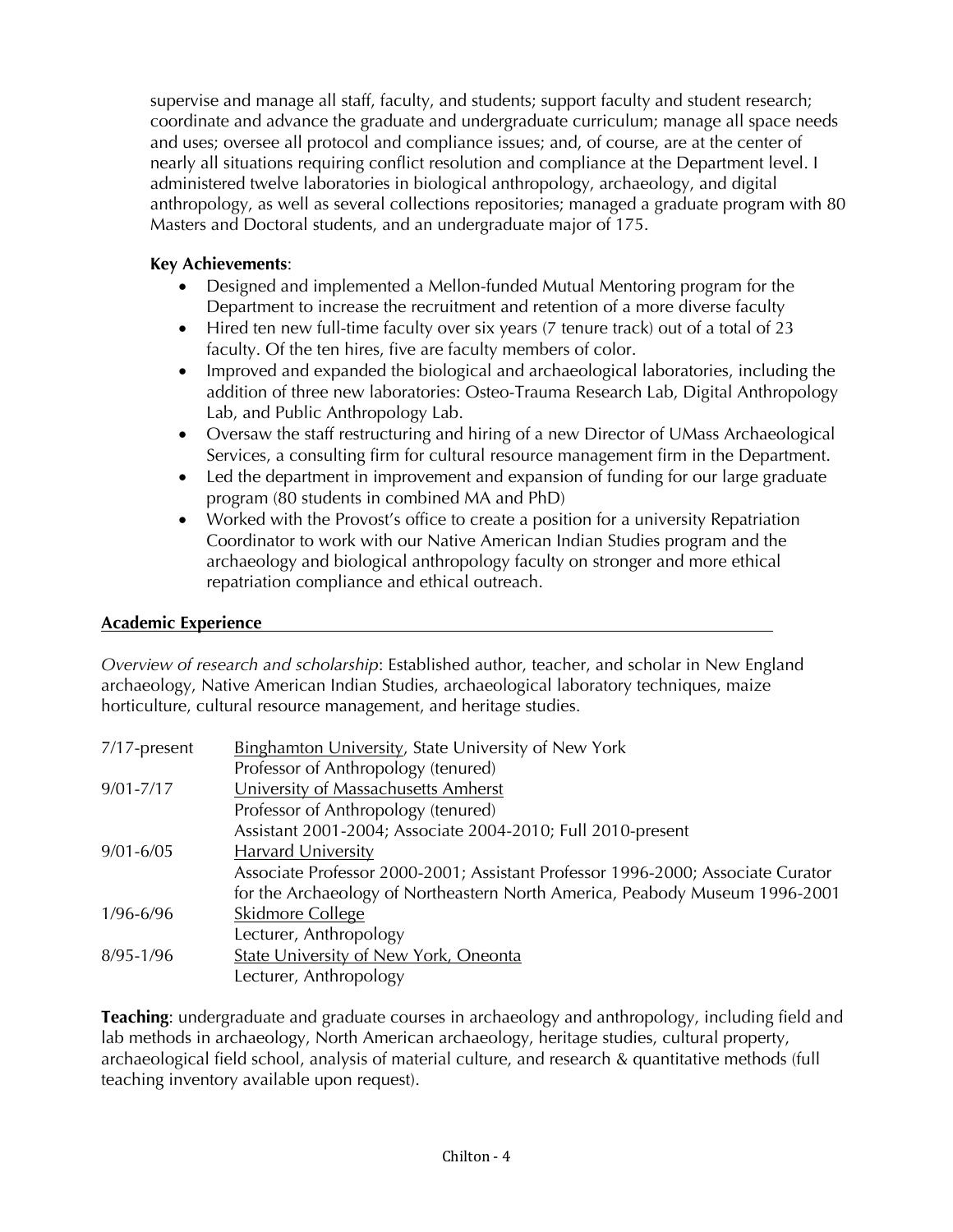supervise and manage all staff, faculty, and students; support faculty and student research; coordinate and advance the graduate and undergraduate curriculum; manage all space needs and uses; oversee all protocol and compliance issues; and, of course, are at the center of nearly all situations requiring conflict resolution and compliance at the Department level. I administered twelve laboratories in biological anthropology, archaeology, and digital anthropology, as well as several collections repositories; managed a graduate program with 80 Masters and Doctoral students, and an undergraduate major of 175.

**Key Achievements**:

- Designed and implemented a Mellon-funded Mutual Mentoring program for the Department to increase the recruitment and retention of a more diverse faculty
- Hired ten new full-time faculty over six years (7 tenure track) out of a total of 23 faculty. Of the ten hires, five are faculty members of color.
- Improved and expanded the biological and archaeological laboratories, including the addition of three new laboratories: Osteo-Trauma Research Lab, Digital Anthropology Lab, and Public Anthropology Lab.
- Oversaw the staff restructuring and hiring of a new Director of UMass Archaeological Services, a consulting firm for cultural resource management firm in the Department.
- Led the department in improvement and expansion of funding for our large graduate program (80 students in combined MA and PhD)
- Worked with the Provost's office to create a position for a university Repatriation Coordinator to work with our Native American Indian Studies program and the archaeology and biological anthropology faculty on stronger and more ethical repatriation compliance and ethical outreach.

## Academic Experience

*Overview of research and scholarship*: Established author, teacher, and scholar in New England archaeology, Native American Indian Studies, archaeological laboratory techniques, maize horticulture, cultural resource management, and heritage studies.

7/17-present — Binghamton University, State University of New York
Professor of Anthropology (tenured)

9/01-7/17 — University of Massachusetts Amherst
Professor of Anthropology (tenured)
Assistant 2001-2004; Associate 2004-2010; Full 2010-present

9/01-6/05 — Harvard University
Associate Professor 2000-2001; Assistant Professor 1996-2000; Associate Curator for the Archaeology of Northeastern North America, Peabody Museum 1996-2001

1/96-6/96 — Skidmore College
Lecturer, Anthropology

8/95-1/96 — State University of New York, Oneonta
Lecturer, Anthropology

**Teaching**: undergraduate and graduate courses in archaeology and anthropology, including field and lab methods in archaeology, North American archaeology, heritage studies, cultural property, archaeological field school, analysis of material culture, and research & quantitative methods (full teaching inventory available upon request).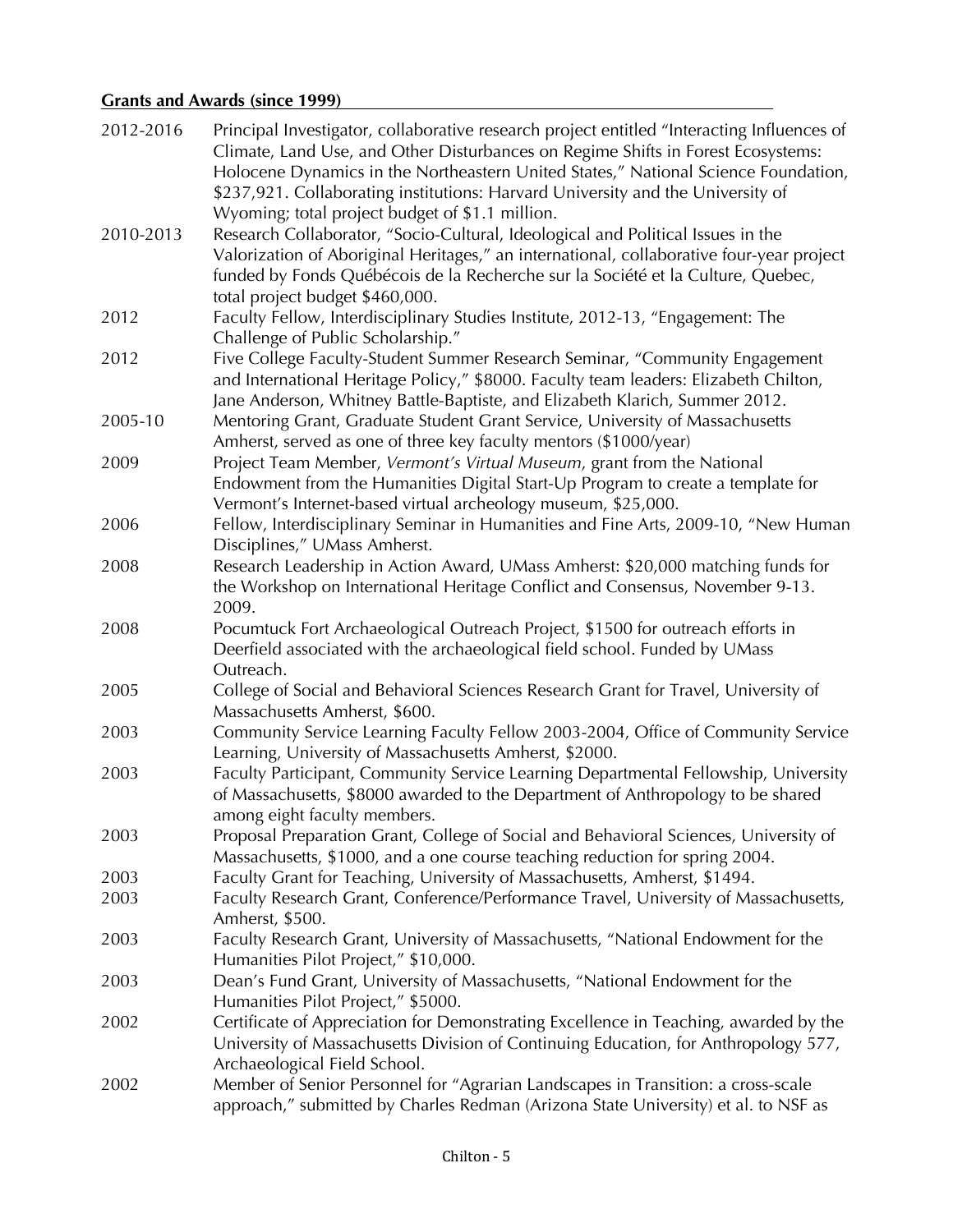**Grants and Awards (since 1999)**

2012-2016 Principal Investigator, collaborative research project entitled "Interacting Influences of Climate, Land Use, and Other Disturbances on Regime Shifts in Forest Ecosystems: Holocene Dynamics in the Northeastern United States," National Science Foundation, \$237,921. Collaborating institutions: Harvard University and the University of Wyoming; total project budget of \$1.1 million.

2010-2013 Research Collaborator, "Socio-Cultural, Ideological and Political Issues in the Valorization of Aboriginal Heritages," an international, collaborative four-year project funded by Fonds Québécois de la Recherche sur la Société et la Culture, Quebec, total project budget \$460,000.

2012 Faculty Fellow, Interdisciplinary Studies Institute, 2012-13, "Engagement: The Challenge of Public Scholarship."

2012 Five College Faculty-Student Summer Research Seminar, "Community Engagement and International Heritage Policy," \$8000. Faculty team leaders: Elizabeth Chilton, Jane Anderson, Whitney Battle-Baptiste, and Elizabeth Klarich, Summer 2012.

2005-10 Mentoring Grant, Graduate Student Grant Service, University of Massachusetts Amherst, served as one of three key faculty mentors (\$1000/year)

2009 Project Team Member, *Vermont's Virtual Museum*, grant from the National Endowment from the Humanities Digital Start-Up Program to create a template for Vermont's Internet-based virtual archeology museum, \$25,000.

2006 Fellow, Interdisciplinary Seminar in Humanities and Fine Arts, 2009-10, "New Human Disciplines," UMass Amherst.

2008 Research Leadership in Action Award, UMass Amherst: \$20,000 matching funds for the Workshop on International Heritage Conflict and Consensus, November 9-13. 2009.

2008 Pocumtuck Fort Archaeological Outreach Project, \$1500 for outreach efforts in Deerfield associated with the archaeological field school. Funded by UMass Outreach.

2005 College of Social and Behavioral Sciences Research Grant for Travel, University of Massachusetts Amherst, \$600.

2003 Community Service Learning Faculty Fellow 2003-2004, Office of Community Service Learning, University of Massachusetts Amherst, \$2000.

2003 Faculty Participant, Community Service Learning Departmental Fellowship, University of Massachusetts, \$8000 awarded to the Department of Anthropology to be shared among eight faculty members.

2003 Proposal Preparation Grant, College of Social and Behavioral Sciences, University of Massachusetts, \$1000, and a one course teaching reduction for spring 2004.

2003 Faculty Grant for Teaching, University of Massachusetts, Amherst, \$1494.

2003 Faculty Research Grant, Conference/Performance Travel, University of Massachusetts, Amherst, \$500.

2003 Faculty Research Grant, University of Massachusetts, "National Endowment for the Humanities Pilot Project," \$10,000.

2003 Dean's Fund Grant, University of Massachusetts, "National Endowment for the Humanities Pilot Project," \$5000.

2002 Certificate of Appreciation for Demonstrating Excellence in Teaching, awarded by the University of Massachusetts Division of Continuing Education, for Anthropology 577, Archaeological Field School.

2002 Member of Senior Personnel for "Agrarian Landscapes in Transition: a cross-scale approach," submitted by Charles Redman (Arizona State University) et al. to NSF as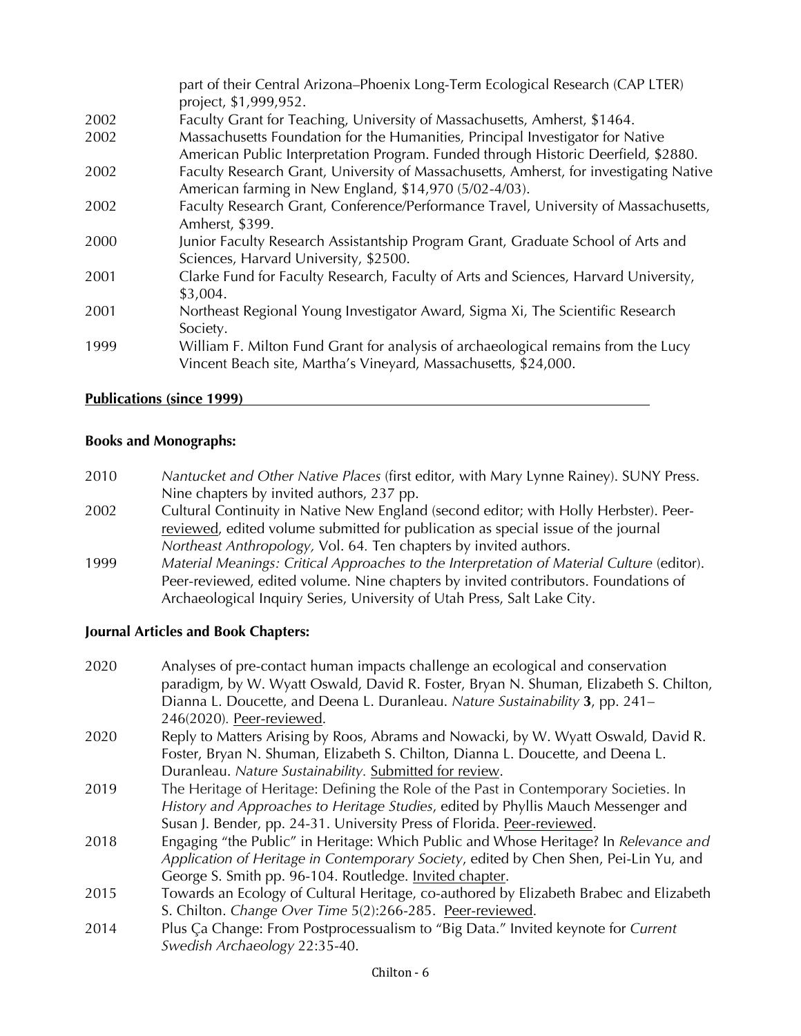part of their Central Arizona–Phoenix Long-Term Ecological Research (CAP LTER) project, $1,999,952.

2002 Faculty Grant for Teaching, University of Massachusetts, Amherst, $1464.

2002 Massachusetts Foundation for the Humanities, Principal Investigator for Native American Public Interpretation Program. Funded through Historic Deerfield, $2880.

2002 Faculty Research Grant, University of Massachusetts, Amherst, for investigating Native American farming in New England, $14,970 (5/02-4/03).

2002 Faculty Research Grant, Conference/Performance Travel, University of Massachusetts, Amherst, $399.

2000 Junior Faculty Research Assistantship Program Grant, Graduate School of Arts and Sciences, Harvard University, $2500.

2001 Clarke Fund for Faculty Research, Faculty of Arts and Sciences, Harvard University, $3,004.

2001 Northeast Regional Young Investigator Award, Sigma Xi, The Scientific Research Society.

1999 William F. Milton Fund Grant for analysis of archaeological remains from the Lucy Vincent Beach site, Martha's Vineyard, Massachusetts, $24,000.

## Publications (since 1999)

### Books and Monographs:

2010 *Nantucket and Other Native Places* (first editor, with Mary Lynne Rainey). SUNY Press. Nine chapters by invited authors, 237 pp.

2002 Cultural Continuity in Native New England (second editor; with Holly Herbster). Peer-reviewed, edited volume submitted for publication as special issue of the journal *Northeast Anthropology,* Vol. 64. Ten chapters by invited authors.

1999 *Material Meanings: Critical Approaches to the Interpretation of Material Culture* (editor). Peer-reviewed, edited volume. Nine chapters by invited contributors. Foundations of Archaeological Inquiry Series, University of Utah Press, Salt Lake City.

### Journal Articles and Book Chapters:

2020 Analyses of pre-contact human impacts challenge an ecological and conservation paradigm, by W. Wyatt Oswald, David R. Foster, Bryan N. Shuman, Elizabeth S. Chilton, Dianna L. Doucette, and Deena L. Duranleau. *Nature Sustainability* **3**, pp. 241–246(2020). Peer-reviewed.

2020 Reply to Matters Arising by Roos, Abrams and Nowacki, by W. Wyatt Oswald, David R. Foster, Bryan N. Shuman, Elizabeth S. Chilton, Dianna L. Doucette, and Deena L. Duranleau. *Nature Sustainability*. Submitted for review.

2019 The Heritage of Heritage: Defining the Role of the Past in Contemporary Societies. In *History and Approaches to Heritage Studies*, edited by Phyllis Mauch Messenger and Susan J. Bender, pp. 24-31. University Press of Florida. Peer-reviewed.

2018 Engaging "the Public" in Heritage: Which Public and Whose Heritage? In *Relevance and Application of Heritage in Contemporary Society*, edited by Chen Shen, Pei-Lin Yu, and George S. Smith pp. 96-104. Routledge. Invited chapter.

2015 Towards an Ecology of Cultural Heritage, co-authored by Elizabeth Brabec and Elizabeth S. Chilton. *Change Over Time* 5(2):266-285. Peer-reviewed.

2014 Plus Ça Change: From Postprocessualism to "Big Data." Invited keynote for *Current Swedish Archaeology* 22:35-40.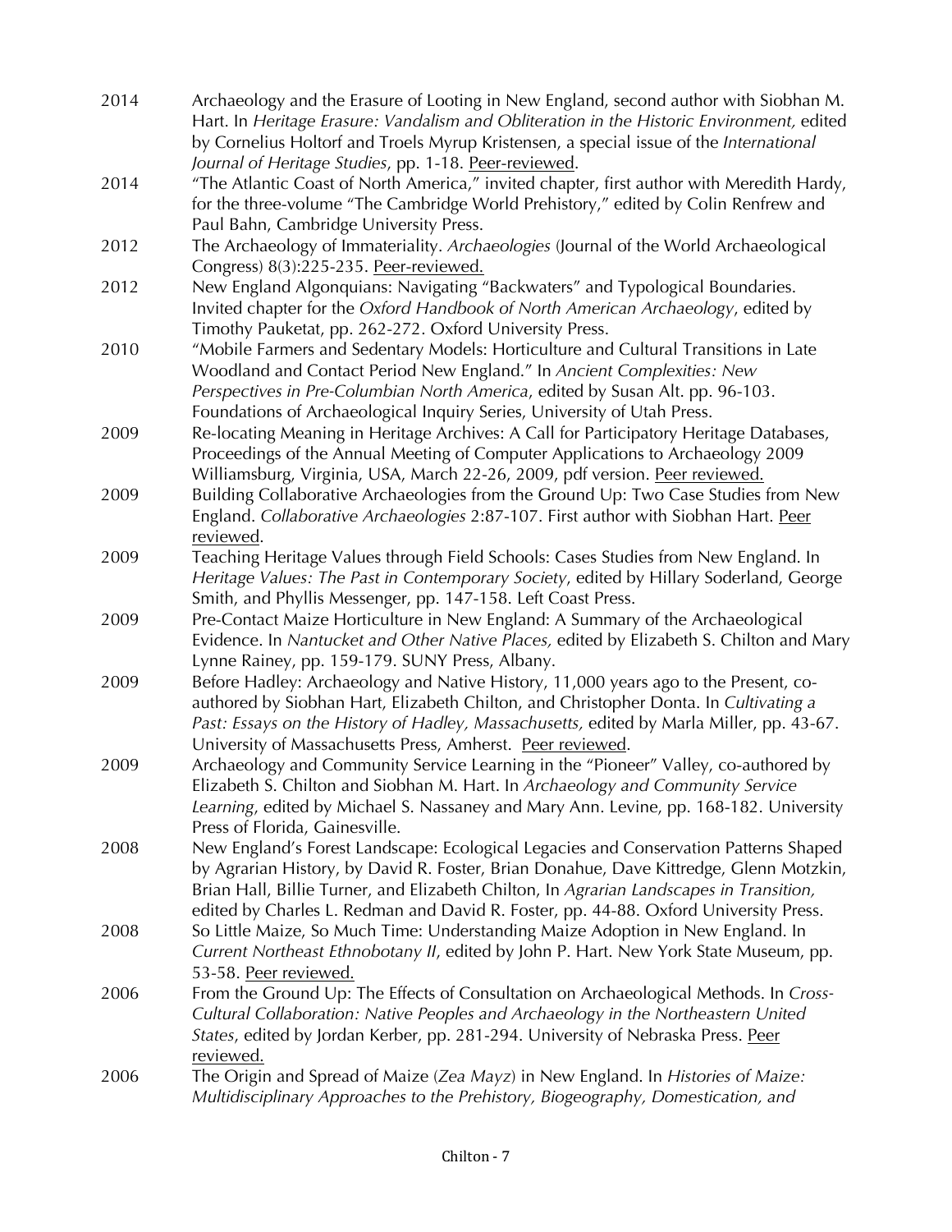2014 Archaeology and the Erasure of Looting in New England, second author with Siobhan M. Hart. In *Heritage Erasure: Vandalism and Obliteration in the Historic Environment,* edited by Cornelius Holtorf and Troels Myrup Kristensen, a special issue of the *International Journal of Heritage Studies*, pp. 1-18. Peer-reviewed.

2014 "The Atlantic Coast of North America," invited chapter, first author with Meredith Hardy, for the three-volume "The Cambridge World Prehistory," edited by Colin Renfrew and Paul Bahn, Cambridge University Press.

2012 The Archaeology of Immateriality. *Archaeologies* (Journal of the World Archaeological Congress) 8(3):225-235. Peer-reviewed.

2012 New England Algonquians: Navigating "Backwaters" and Typological Boundaries. Invited chapter for the *Oxford Handbook of North American Archaeology*, edited by Timothy Pauketat, pp. 262-272. Oxford University Press.

2010 "Mobile Farmers and Sedentary Models: Horticulture and Cultural Transitions in Late Woodland and Contact Period New England." In *Ancient Complexities: New Perspectives in Pre-Columbian North America*, edited by Susan Alt. pp. 96-103. Foundations of Archaeological Inquiry Series, University of Utah Press.

2009 Re-locating Meaning in Heritage Archives: A Call for Participatory Heritage Databases, Proceedings of the Annual Meeting of Computer Applications to Archaeology 2009 Williamsburg, Virginia, USA, March 22-26, 2009, pdf version. Peer reviewed.

2009 Building Collaborative Archaeologies from the Ground Up: Two Case Studies from New England. *Collaborative Archaeologies* 2:87-107. First author with Siobhan Hart. Peer reviewed.

2009 Teaching Heritage Values through Field Schools: Cases Studies from New England. In *Heritage Values: The Past in Contemporary Society*, edited by Hillary Soderland, George Smith, and Phyllis Messenger, pp. 147-158. Left Coast Press.

2009 Pre-Contact Maize Horticulture in New England: A Summary of the Archaeological Evidence. In *Nantucket and Other Native Places,* edited by Elizabeth S. Chilton and Mary Lynne Rainey, pp. 159-179. SUNY Press, Albany.

2009 Before Hadley: Archaeology and Native History, 11,000 years ago to the Present, co-authored by Siobhan Hart, Elizabeth Chilton, and Christopher Donta. In *Cultivating a Past: Essays on the History of Hadley, Massachusetts,* edited by Marla Miller, pp. 43-67. University of Massachusetts Press, Amherst. Peer reviewed.

2009 Archaeology and Community Service Learning in the "Pioneer" Valley, co-authored by Elizabeth S. Chilton and Siobhan M. Hart. In *Archaeology and Community Service Learning*, edited by Michael S. Nassaney and Mary Ann. Levine, pp. 168-182. University Press of Florida, Gainesville.

2008 New England's Forest Landscape: Ecological Legacies and Conservation Patterns Shaped by Agrarian History, by David R. Foster, Brian Donahue, Dave Kittredge, Glenn Motzkin, Brian Hall, Billie Turner, and Elizabeth Chilton, In *Agrarian Landscapes in Transition,* edited by Charles L. Redman and David R. Foster, pp. 44-88. Oxford University Press.

2008 So Little Maize, So Much Time: Understanding Maize Adoption in New England. In *Current Northeast Ethnobotany II*, edited by John P. Hart. New York State Museum, pp. 53-58. Peer reviewed.

2006 From the Ground Up: The Effects of Consultation on Archaeological Methods. In *Cross-Cultural Collaboration: Native Peoples and Archaeology in the Northeastern United States*, edited by Jordan Kerber, pp. 281-294. University of Nebraska Press. Peer reviewed.

2006 The Origin and Spread of Maize (*Zea Mayz*) in New England. In *Histories of Maize: Multidisciplinary Approaches to the Prehistory, Biogeography, Domestication, and*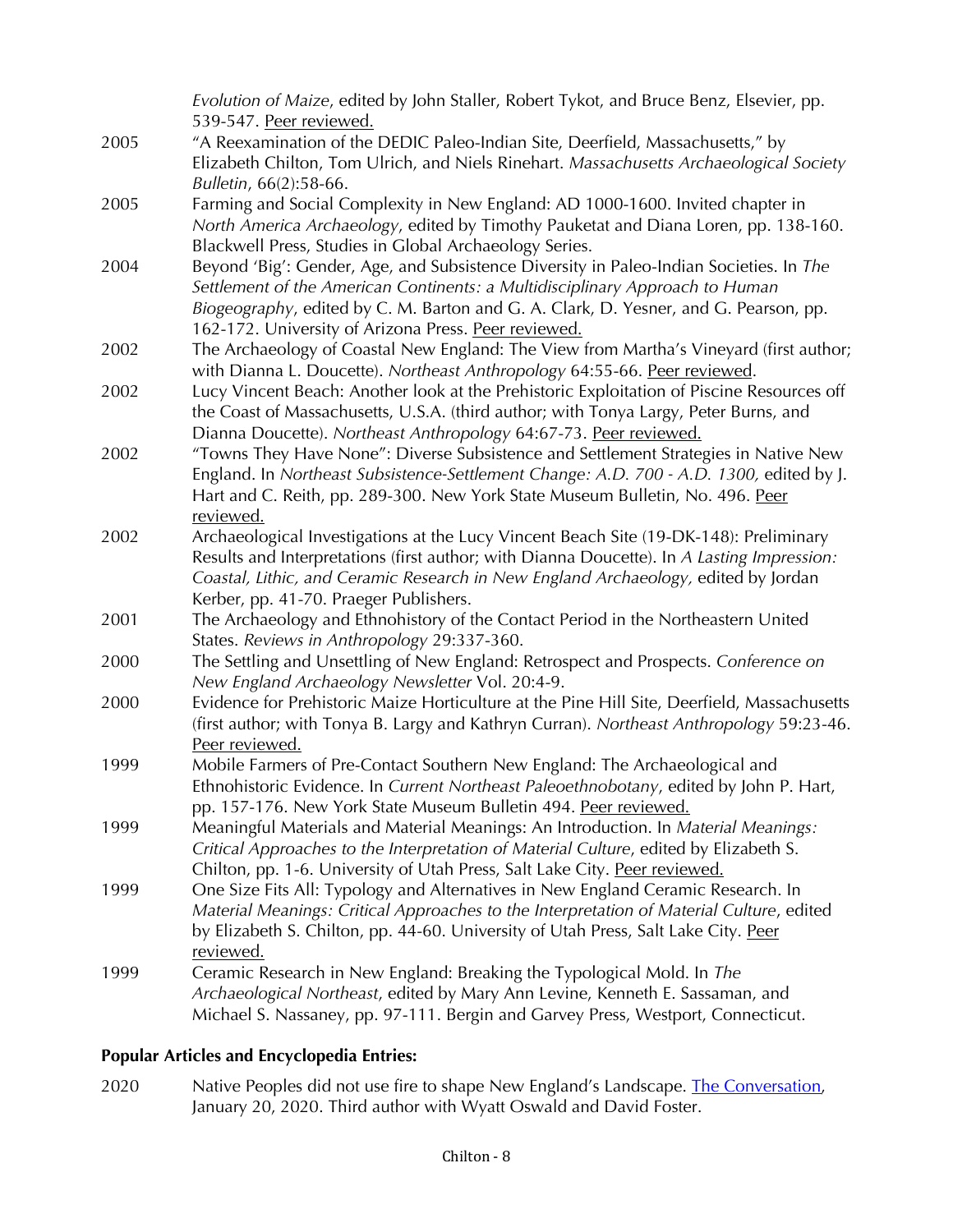*Evolution of Maize*, edited by John Staller, Robert Tykot, and Bruce Benz, Elsevier, pp. 539-547. Peer reviewed.

2005 "A Reexamination of the DEDIC Paleo-Indian Site, Deerfield, Massachusetts," by Elizabeth Chilton, Tom Ulrich, and Niels Rinehart. *Massachusetts Archaeological Society Bulletin*, 66(2):58-66.

2005 Farming and Social Complexity in New England: AD 1000-1600. Invited chapter in *North America Archaeology*, edited by Timothy Pauketat and Diana Loren, pp. 138-160. Blackwell Press, Studies in Global Archaeology Series.

2004 Beyond 'Big': Gender, Age, and Subsistence Diversity in Paleo-Indian Societies. In *The Settlement of the American Continents: a Multidisciplinary Approach to Human Biogeography*, edited by C. M. Barton and G. A. Clark, D. Yesner, and G. Pearson, pp. 162-172. University of Arizona Press. Peer reviewed.

2002 The Archaeology of Coastal New England: The View from Martha's Vineyard (first author; with Dianna L. Doucette). *Northeast Anthropology* 64:55-66. Peer reviewed.

2002 Lucy Vincent Beach: Another look at the Prehistoric Exploitation of Piscine Resources off the Coast of Massachusetts, U.S.A. (third author; with Tonya Largy, Peter Burns, and Dianna Doucette). *Northeast Anthropology* 64:67-73. Peer reviewed.

2002 "Towns They Have None": Diverse Subsistence and Settlement Strategies in Native New England. In *Northeast Subsistence-Settlement Change: A.D. 700 - A.D. 1300,* edited by J. Hart and C. Reith, pp. 289-300. New York State Museum Bulletin, No. 496. Peer reviewed.

2002 Archaeological Investigations at the Lucy Vincent Beach Site (19-DK-148): Preliminary Results and Interpretations (first author; with Dianna Doucette). In *A Lasting Impression: Coastal, Lithic, and Ceramic Research in New England Archaeology,* edited by Jordan Kerber, pp. 41-70. Praeger Publishers.

2001 The Archaeology and Ethnohistory of the Contact Period in the Northeastern United States. *Reviews in Anthropology* 29:337-360.

2000 The Settling and Unsettling of New England: Retrospect and Prospects. *Conference on New England Archaeology Newsletter* Vol. 20:4-9.

2000 Evidence for Prehistoric Maize Horticulture at the Pine Hill Site, Deerfield, Massachusetts (first author; with Tonya B. Largy and Kathryn Curran). *Northeast Anthropology* 59:23-46. Peer reviewed.

1999 Mobile Farmers of Pre-Contact Southern New England: The Archaeological and Ethnohistoric Evidence. In *Current Northeast Paleoethnobotany*, edited by John P. Hart, pp. 157-176. New York State Museum Bulletin 494. Peer reviewed.

1999 Meaningful Materials and Material Meanings: An Introduction. In *Material Meanings: Critical Approaches to the Interpretation of Material Culture*, edited by Elizabeth S. Chilton, pp. 1-6. University of Utah Press, Salt Lake City. Peer reviewed.

1999 One Size Fits All: Typology and Alternatives in New England Ceramic Research. In *Material Meanings: Critical Approaches to the Interpretation of Material Culture*, edited by Elizabeth S. Chilton, pp. 44-60. University of Utah Press, Salt Lake City. Peer reviewed.

1999 Ceramic Research in New England: Breaking the Typological Mold. In *The Archaeological Northeast*, edited by Mary Ann Levine, Kenneth E. Sassaman, and Michael S. Nassaney, pp. 97-111. Bergin and Garvey Press, Westport, Connecticut.

**Popular Articles and Encyclopedia Entries:**

2020 Native Peoples did not use fire to shape New England's Landscape. The Conversation, January 20, 2020. Third author with Wyatt Oswald and David Foster.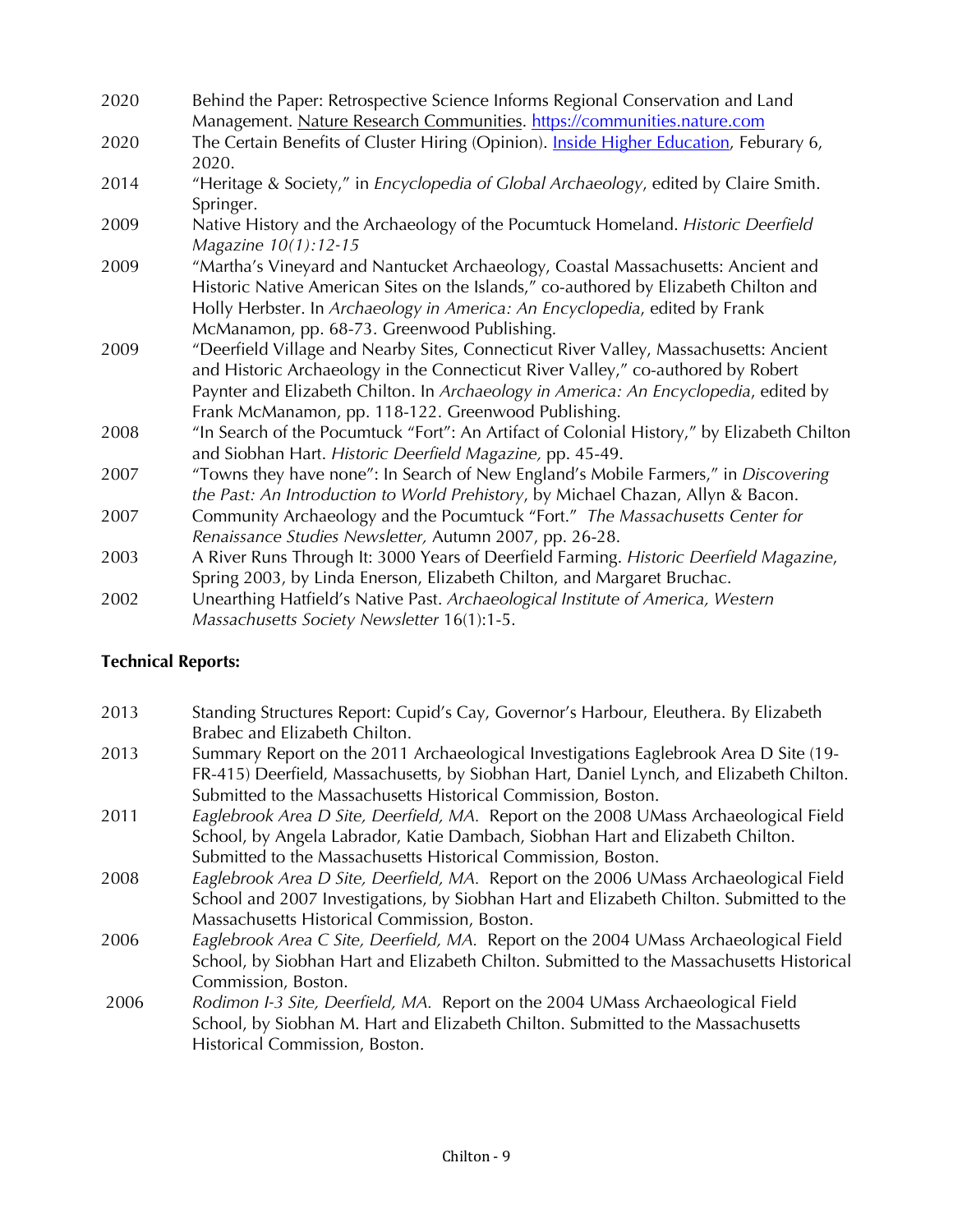2020 Behind the Paper: Retrospective Science Informs Regional Conservation and Land Management. Nature Research Communities. https://communities.nature.com

2020 The Certain Benefits of Cluster Hiring (Opinion). Inside Higher Education, Feburary 6, 2020.

2014 "Heritage & Society," in *Encyclopedia of Global Archaeology*, edited by Claire Smith. Springer.

2009 Native History and the Archaeology of the Pocumtuck Homeland. *Historic Deerfield Magazine 10(1):12-15*

2009 "Martha's Vineyard and Nantucket Archaeology, Coastal Massachusetts: Ancient and Historic Native American Sites on the Islands," co-authored by Elizabeth Chilton and Holly Herbster. In *Archaeology in America: An Encyclopedia*, edited by Frank McManamon, pp. 68-73. Greenwood Publishing.

2009 "Deerfield Village and Nearby Sites, Connecticut River Valley, Massachusetts: Ancient and Historic Archaeology in the Connecticut River Valley," co-authored by Robert Paynter and Elizabeth Chilton. In *Archaeology in America: An Encyclopedia*, edited by Frank McManamon, pp. 118-122. Greenwood Publishing.

2008 "In Search of the Pocumtuck "Fort": An Artifact of Colonial History," by Elizabeth Chilton and Siobhan Hart. *Historic Deerfield Magazine,* pp. 45-49.

2007 "Towns they have none": In Search of New England's Mobile Farmers," in *Discovering the Past: An Introduction to World Prehistory*, by Michael Chazan, Allyn & Bacon.

2007 Community Archaeology and the Pocumtuck "Fort." *The Massachusetts Center for Renaissance Studies Newsletter,* Autumn 2007, pp. 26-28.

2003 A River Runs Through It: 3000 Years of Deerfield Farming. *Historic Deerfield Magazine*, Spring 2003, by Linda Enerson, Elizabeth Chilton, and Margaret Bruchac.

2002 Unearthing Hatfield's Native Past. *Archaeological Institute of America, Western Massachusetts Society Newsletter* 16(1):1-5.

**Technical Reports:**

2013 Standing Structures Report: Cupid's Cay, Governor's Harbour, Eleuthera. By Elizabeth Brabec and Elizabeth Chilton.

2013 Summary Report on the 2011 Archaeological Investigations Eaglebrook Area D Site (19-FR-415) Deerfield, Massachusetts, by Siobhan Hart, Daniel Lynch, and Elizabeth Chilton. Submitted to the Massachusetts Historical Commission, Boston.

2011 *Eaglebrook Area D Site, Deerfield, MA.* Report on the 2008 UMass Archaeological Field School, by Angela Labrador, Katie Dambach, Siobhan Hart and Elizabeth Chilton. Submitted to the Massachusetts Historical Commission, Boston.

2008 *Eaglebrook Area D Site, Deerfield, MA.* Report on the 2006 UMass Archaeological Field School and 2007 Investigations, by Siobhan Hart and Elizabeth Chilton. Submitted to the Massachusetts Historical Commission, Boston.

2006 *Eaglebrook Area C Site, Deerfield, MA.* Report on the 2004 UMass Archaeological Field School, by Siobhan Hart and Elizabeth Chilton. Submitted to the Massachusetts Historical Commission, Boston.

2006 *Rodimon I-3 Site, Deerfield, MA.* Report on the 2004 UMass Archaeological Field School, by Siobhan M. Hart and Elizabeth Chilton. Submitted to the Massachusetts Historical Commission, Boston.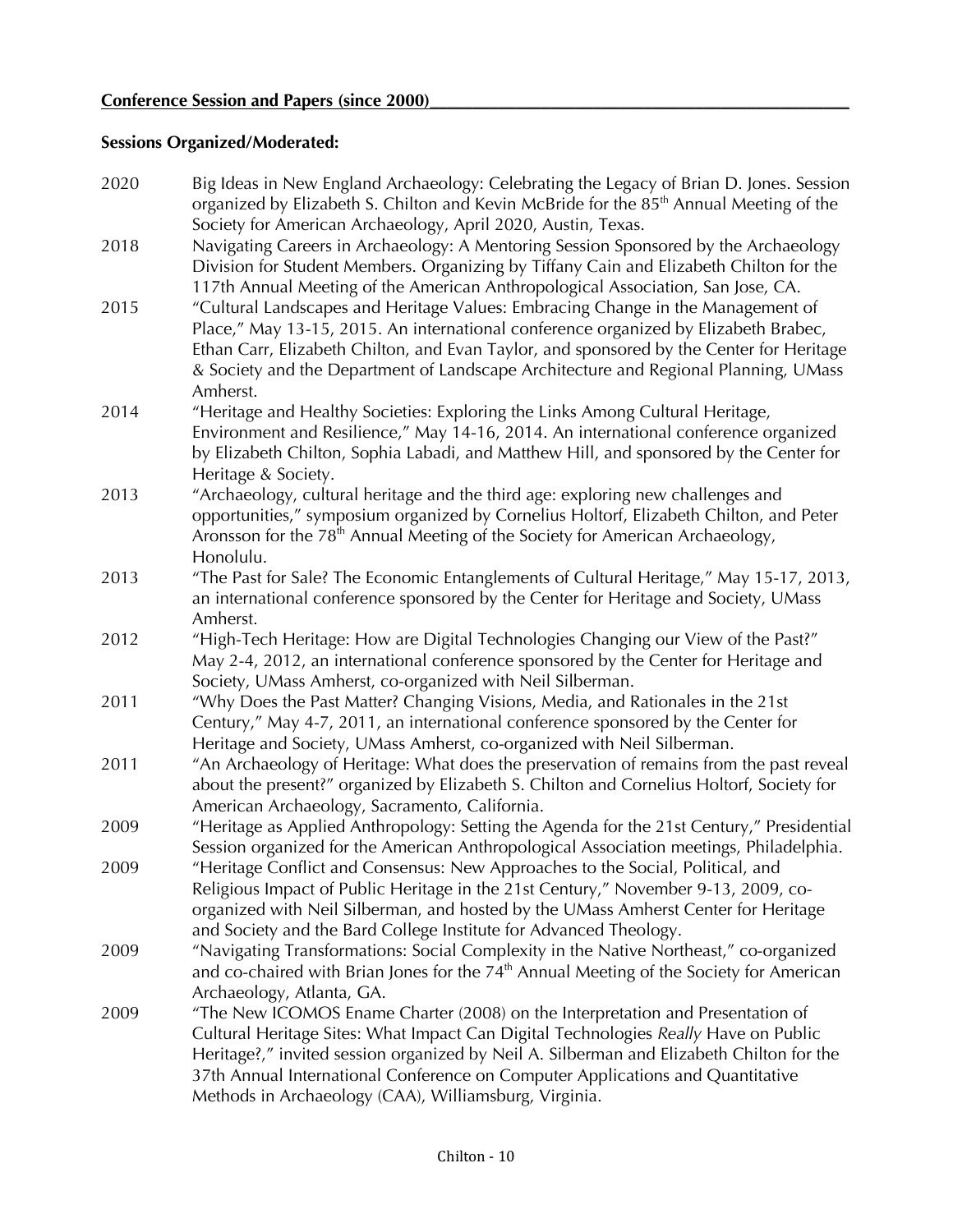## Conference Session and Papers (since 2000)

### Sessions Organized/Moderated:

2020 Big Ideas in New England Archaeology: Celebrating the Legacy of Brian D. Jones. Session organized by Elizabeth S. Chilton and Kevin McBride for the 85th Annual Meeting of the Society for American Archaeology, April 2020, Austin, Texas.

2018 Navigating Careers in Archaeology: A Mentoring Session Sponsored by the Archaeology Division for Student Members. Organizing by Tiffany Cain and Elizabeth Chilton for the 117th Annual Meeting of the American Anthropological Association, San Jose, CA.

2015 "Cultural Landscapes and Heritage Values: Embracing Change in the Management of Place," May 13-15, 2015. An international conference organized by Elizabeth Brabec, Ethan Carr, Elizabeth Chilton, and Evan Taylor, and sponsored by the Center for Heritage & Society and the Department of Landscape Architecture and Regional Planning, UMass Amherst.

2014 "Heritage and Healthy Societies: Exploring the Links Among Cultural Heritage, Environment and Resilience," May 14-16, 2014. An international conference organized by Elizabeth Chilton, Sophia Labadi, and Matthew Hill, and sponsored by the Center for Heritage & Society.

2013 "Archaeology, cultural heritage and the third age: exploring new challenges and opportunities," symposium organized by Cornelius Holtorf, Elizabeth Chilton, and Peter Aronsson for the 78th Annual Meeting of the Society for American Archaeology, Honolulu.

2013 "The Past for Sale? The Economic Entanglements of Cultural Heritage," May 15-17, 2013, an international conference sponsored by the Center for Heritage and Society, UMass Amherst.

2012 "High-Tech Heritage: How are Digital Technologies Changing our View of the Past?" May 2-4, 2012, an international conference sponsored by the Center for Heritage and Society, UMass Amherst, co-organized with Neil Silberman.

2011 "Why Does the Past Matter? Changing Visions, Media, and Rationales in the 21st Century," May 4-7, 2011, an international conference sponsored by the Center for Heritage and Society, UMass Amherst, co-organized with Neil Silberman.

2011 "An Archaeology of Heritage: What does the preservation of remains from the past reveal about the present?" organized by Elizabeth S. Chilton and Cornelius Holtorf, Society for American Archaeology, Sacramento, California.

2009 "Heritage as Applied Anthropology: Setting the Agenda for the 21st Century," Presidential Session organized for the American Anthropological Association meetings, Philadelphia.

2009 "Heritage Conflict and Consensus: New Approaches to the Social, Political, and Religious Impact of Public Heritage in the 21st Century," November 9-13, 2009, co-organized with Neil Silberman, and hosted by the UMass Amherst Center for Heritage and Society and the Bard College Institute for Advanced Theology.

2009 "Navigating Transformations: Social Complexity in the Native Northeast," co-organized and co-chaired with Brian Jones for the 74th Annual Meeting of the Society for American Archaeology, Atlanta, GA.

2009 "The New ICOMOS Ename Charter (2008) on the Interpretation and Presentation of Cultural Heritage Sites: What Impact Can Digital Technologies *Really* Have on Public Heritage?," invited session organized by Neil A. Silberman and Elizabeth Chilton for the 37th Annual International Conference on Computer Applications and Quantitative Methods in Archaeology (CAA), Williamsburg, Virginia.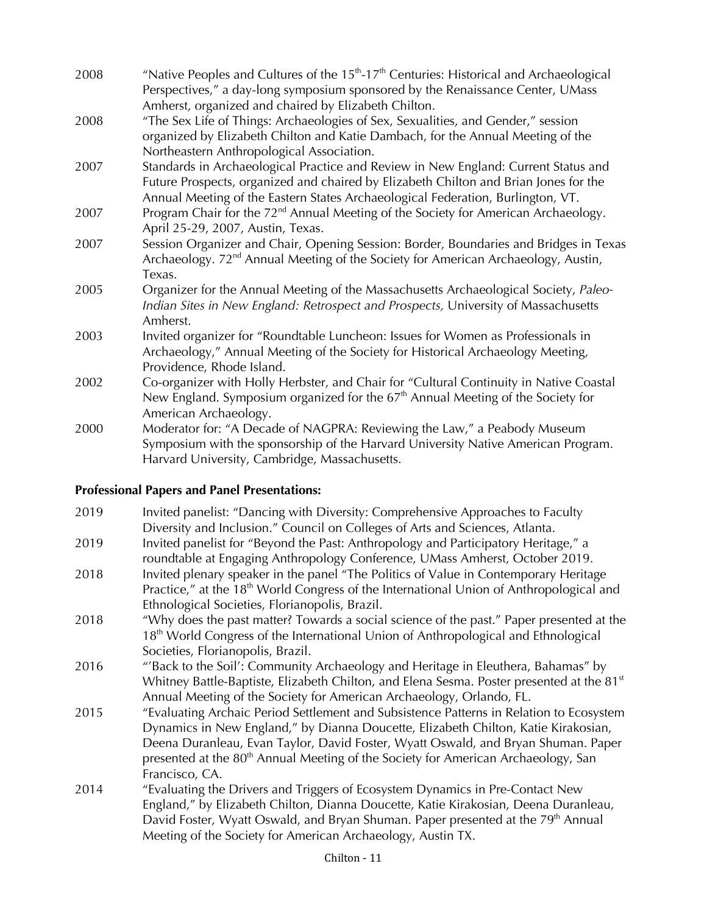2008 "Native Peoples and Cultures of the 15th-17th Centuries: Historical and Archaeological Perspectives," a day-long symposium sponsored by the Renaissance Center, UMass Amherst, organized and chaired by Elizabeth Chilton.

2008 "The Sex Life of Things: Archaeologies of Sex, Sexualities, and Gender," session organized by Elizabeth Chilton and Katie Dambach, for the Annual Meeting of the Northeastern Anthropological Association.

2007 Standards in Archaeological Practice and Review in New England: Current Status and Future Prospects, organized and chaired by Elizabeth Chilton and Brian Jones for the Annual Meeting of the Eastern States Archaeological Federation, Burlington, VT.

2007 Program Chair for the 72nd Annual Meeting of the Society for American Archaeology. April 25-29, 2007, Austin, Texas.

2007 Session Organizer and Chair, Opening Session: Border, Boundaries and Bridges in Texas Archaeology. 72nd Annual Meeting of the Society for American Archaeology, Austin, Texas.

2005 Organizer for the Annual Meeting of the Massachusetts Archaeological Society, *Paleo-Indian Sites in New England: Retrospect and Prospects,* University of Massachusetts Amherst.

2003 Invited organizer for "Roundtable Luncheon: Issues for Women as Professionals in Archaeology," Annual Meeting of the Society for Historical Archaeology Meeting, Providence, Rhode Island.

2002 Co-organizer with Holly Herbster, and Chair for "Cultural Continuity in Native Coastal New England. Symposium organized for the 67th Annual Meeting of the Society for American Archaeology.

2000 Moderator for: "A Decade of NAGPRA: Reviewing the Law," a Peabody Museum Symposium with the sponsorship of the Harvard University Native American Program. Harvard University, Cambridge, Massachusetts.

**Professional Papers and Panel Presentations:**

2019 Invited panelist: "Dancing with Diversity: Comprehensive Approaches to Faculty Diversity and Inclusion." Council on Colleges of Arts and Sciences, Atlanta.

2019 Invited panelist for "Beyond the Past: Anthropology and Participatory Heritage," a roundtable at Engaging Anthropology Conference, UMass Amherst, October 2019.

2018 Invited plenary speaker in the panel "The Politics of Value in Contemporary Heritage Practice," at the 18th World Congress of the International Union of Anthropological and Ethnological Societies, Florianopolis, Brazil.

2018 "Why does the past matter? Towards a social science of the past." Paper presented at the 18th World Congress of the International Union of Anthropological and Ethnological Societies, Florianopolis, Brazil.

2016 "'Back to the Soil': Community Archaeology and Heritage in Eleuthera, Bahamas" by Whitney Battle-Baptiste, Elizabeth Chilton, and Elena Sesma. Poster presented at the 81st Annual Meeting of the Society for American Archaeology, Orlando, FL.

2015 "Evaluating Archaic Period Settlement and Subsistence Patterns in Relation to Ecosystem Dynamics in New England," by Dianna Doucette, Elizabeth Chilton, Katie Kirakosian, Deena Duranleau, Evan Taylor, David Foster, Wyatt Oswald, and Bryan Shuman. Paper presented at the 80th Annual Meeting of the Society for American Archaeology, San Francisco, CA.

2014 "Evaluating the Drivers and Triggers of Ecosystem Dynamics in Pre-Contact New England," by Elizabeth Chilton, Dianna Doucette, Katie Kirakosian, Deena Duranleau, David Foster, Wyatt Oswald, and Bryan Shuman. Paper presented at the 79th Annual Meeting of the Society for American Archaeology, Austin TX.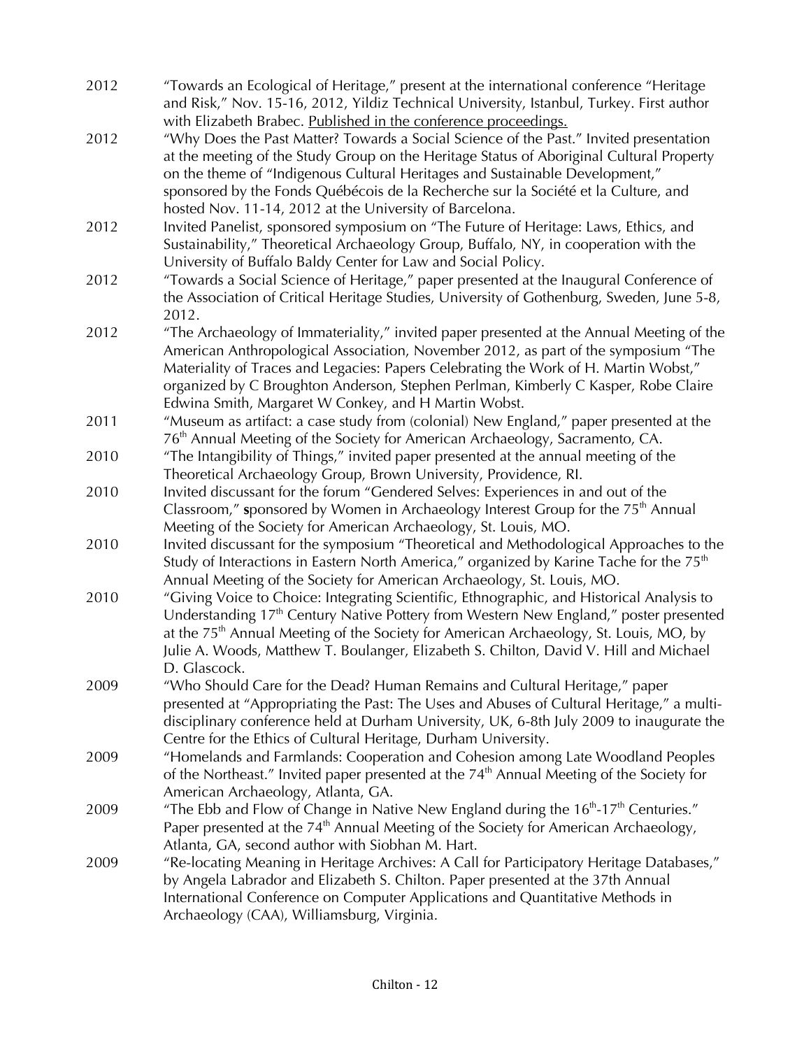2012 "Towards an Ecological of Heritage," present at the international conference "Heritage and Risk," Nov. 15-16, 2012, Yildiz Technical University, Istanbul, Turkey. First author with Elizabeth Brabec. Published in the conference proceedings.

2012 "Why Does the Past Matter? Towards a Social Science of the Past." Invited presentation at the meeting of the Study Group on the Heritage Status of Aboriginal Cultural Property on the theme of "Indigenous Cultural Heritages and Sustainable Development," sponsored by the Fonds Québécois de la Recherche sur la Société et la Culture, and hosted Nov. 11-14, 2012 at the University of Barcelona.

2012 Invited Panelist, sponsored symposium on "The Future of Heritage: Laws, Ethics, and Sustainability," Theoretical Archaeology Group, Buffalo, NY, in cooperation with the University of Buffalo Baldy Center for Law and Social Policy.

2012 "Towards a Social Science of Heritage," paper presented at the Inaugural Conference of the Association of Critical Heritage Studies, University of Gothenburg, Sweden, June 5-8, 2012.

2012 "The Archaeology of Immateriality," invited paper presented at the Annual Meeting of the American Anthropological Association, November 2012, as part of the symposium "The Materiality of Traces and Legacies: Papers Celebrating the Work of H. Martin Wobst," organized by C Broughton Anderson, Stephen Perlman, Kimberly C Kasper, Robe Claire Edwina Smith, Margaret W Conkey, and H Martin Wobst.

2011 "Museum as artifact: a case study from (colonial) New England," paper presented at the 76th Annual Meeting of the Society for American Archaeology, Sacramento, CA.

2010 "The Intangibility of Things," invited paper presented at the annual meeting of the Theoretical Archaeology Group, Brown University, Providence, RI.

2010 Invited discussant for the forum "Gendered Selves: Experiences in and out of the Classroom," **s**ponsored by Women in Archaeology Interest Group for the 75th Annual Meeting of the Society for American Archaeology, St. Louis, MO.

2010 Invited discussant for the symposium "Theoretical and Methodological Approaches to the Study of Interactions in Eastern North America," organized by Karine Tache for the 75th Annual Meeting of the Society for American Archaeology, St. Louis, MO.

2010 "Giving Voice to Choice: Integrating Scientific, Ethnographic, and Historical Analysis to Understanding 17th Century Native Pottery from Western New England," poster presented at the 75th Annual Meeting of the Society for American Archaeology, St. Louis, MO, by Julie A. Woods, Matthew T. Boulanger, Elizabeth S. Chilton, David V. Hill and Michael D. Glascock.

2009 "Who Should Care for the Dead? Human Remains and Cultural Heritage," paper presented at "Appropriating the Past: The Uses and Abuses of Cultural Heritage," a multi-disciplinary conference held at Durham University, UK, 6-8th July 2009 to inaugurate the Centre for the Ethics of Cultural Heritage, Durham University.

2009 "Homelands and Farmlands: Cooperation and Cohesion among Late Woodland Peoples of the Northeast." Invited paper presented at the 74th Annual Meeting of the Society for American Archaeology, Atlanta, GA.

2009 "The Ebb and Flow of Change in Native New England during the 16th-17th Centuries." Paper presented at the 74th Annual Meeting of the Society for American Archaeology, Atlanta, GA, second author with Siobhan M. Hart.

2009 "Re-locating Meaning in Heritage Archives: A Call for Participatory Heritage Databases," by Angela Labrador and Elizabeth S. Chilton. Paper presented at the 37th Annual International Conference on Computer Applications and Quantitative Methods in Archaeology (CAA), Williamsburg, Virginia.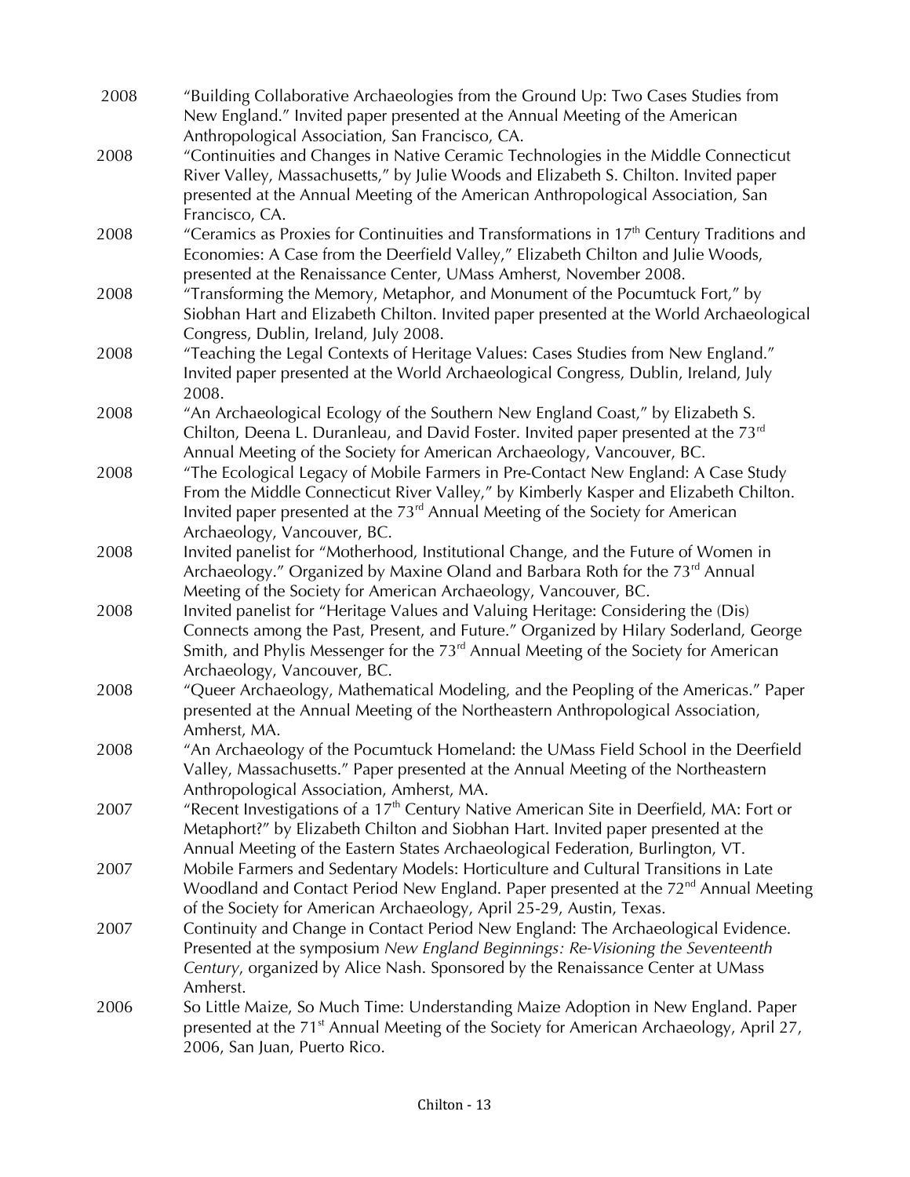2008 "Building Collaborative Archaeologies from the Ground Up: Two Cases Studies from New England." Invited paper presented at the Annual Meeting of the American Anthropological Association, San Francisco, CA.

2008 "Continuities and Changes in Native Ceramic Technologies in the Middle Connecticut River Valley, Massachusetts," by Julie Woods and Elizabeth S. Chilton. Invited paper presented at the Annual Meeting of the American Anthropological Association, San Francisco, CA.

2008 "Ceramics as Proxies for Continuities and Transformations in 17th Century Traditions and Economies: A Case from the Deerfield Valley," Elizabeth Chilton and Julie Woods, presented at the Renaissance Center, UMass Amherst, November 2008.

2008 "Transforming the Memory, Metaphor, and Monument of the Pocumtuck Fort," by Siobhan Hart and Elizabeth Chilton. Invited paper presented at the World Archaeological Congress, Dublin, Ireland, July 2008.

2008 "Teaching the Legal Contexts of Heritage Values: Cases Studies from New England." Invited paper presented at the World Archaeological Congress, Dublin, Ireland, July 2008.

2008 "An Archaeological Ecology of the Southern New England Coast," by Elizabeth S. Chilton, Deena L. Duranleau, and David Foster. Invited paper presented at the 73rd Annual Meeting of the Society for American Archaeology, Vancouver, BC.

2008 "The Ecological Legacy of Mobile Farmers in Pre-Contact New England: A Case Study From the Middle Connecticut River Valley," by Kimberly Kasper and Elizabeth Chilton. Invited paper presented at the 73rd Annual Meeting of the Society for American Archaeology, Vancouver, BC.

2008 Invited panelist for "Motherhood, Institutional Change, and the Future of Women in Archaeology." Organized by Maxine Oland and Barbara Roth for the 73rd Annual Meeting of the Society for American Archaeology, Vancouver, BC.

2008 Invited panelist for "Heritage Values and Valuing Heritage: Considering the (Dis) Connects among the Past, Present, and Future." Organized by Hilary Soderland, George Smith, and Phylis Messenger for the 73rd Annual Meeting of the Society for American Archaeology, Vancouver, BC.

2008 "Queer Archaeology, Mathematical Modeling, and the Peopling of the Americas." Paper presented at the Annual Meeting of the Northeastern Anthropological Association, Amherst, MA.

2008 "An Archaeology of the Pocumtuck Homeland: the UMass Field School in the Deerfield Valley, Massachusetts." Paper presented at the Annual Meeting of the Northeastern Anthropological Association, Amherst, MA.

2007 "Recent Investigations of a 17th Century Native American Site in Deerfield, MA: Fort or Metaphort?" by Elizabeth Chilton and Siobhan Hart. Invited paper presented at the Annual Meeting of the Eastern States Archaeological Federation, Burlington, VT.

2007 Mobile Farmers and Sedentary Models: Horticulture and Cultural Transitions in Late Woodland and Contact Period New England. Paper presented at the 72nd Annual Meeting of the Society for American Archaeology, April 25-29, Austin, Texas.

2007 Continuity and Change in Contact Period New England: The Archaeological Evidence. Presented at the symposium *New England Beginnings: Re-Visioning the Seventeenth Century*, organized by Alice Nash. Sponsored by the Renaissance Center at UMass Amherst.

2006 So Little Maize, So Much Time: Understanding Maize Adoption in New England. Paper presented at the 71st Annual Meeting of the Society for American Archaeology, April 27, 2006, San Juan, Puerto Rico.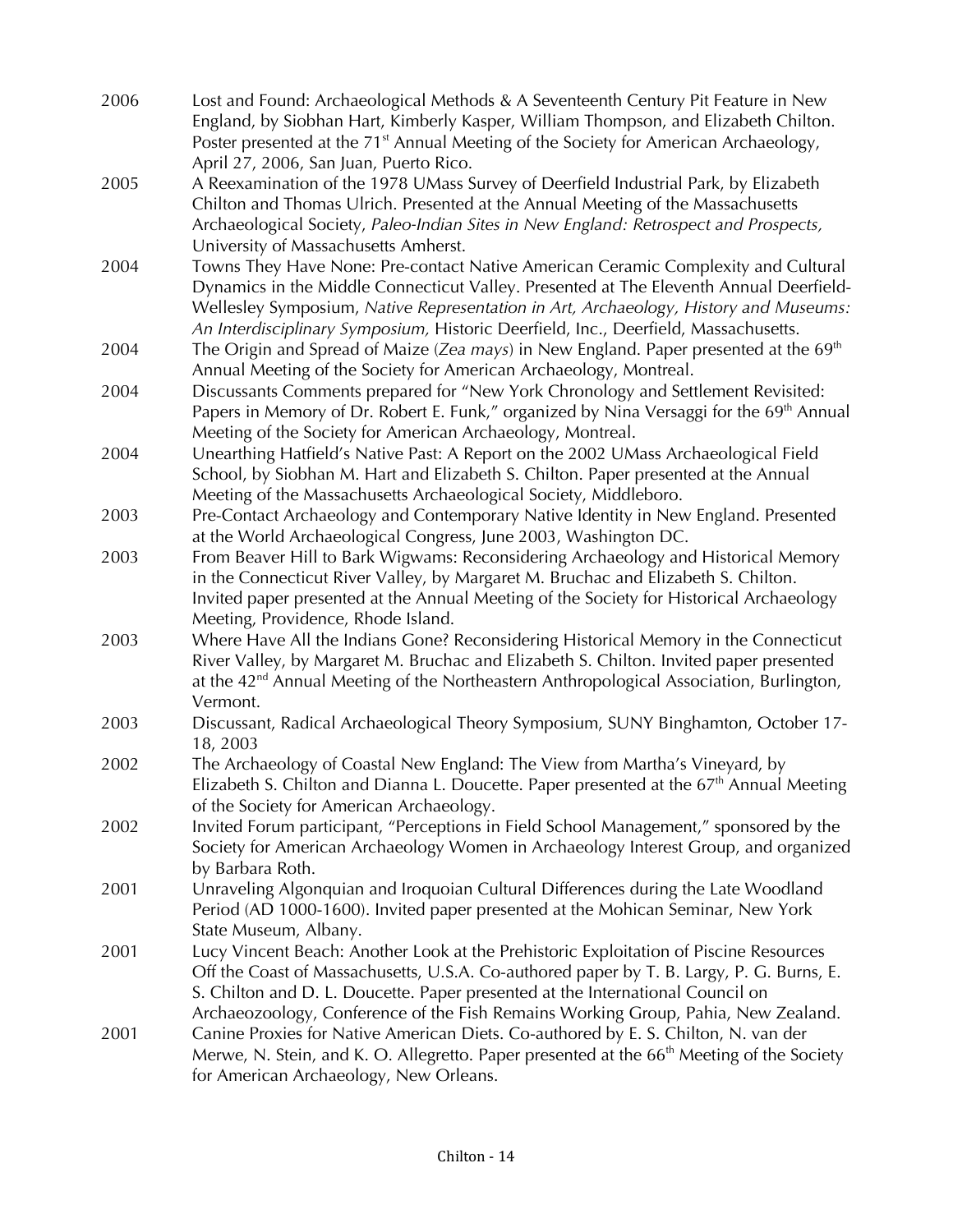2006 Lost and Found: Archaeological Methods & A Seventeenth Century Pit Feature in New England, by Siobhan Hart, Kimberly Kasper, William Thompson, and Elizabeth Chilton. Poster presented at the 71st Annual Meeting of the Society for American Archaeology, April 27, 2006, San Juan, Puerto Rico.

2005 A Reexamination of the 1978 UMass Survey of Deerfield Industrial Park, by Elizabeth Chilton and Thomas Ulrich. Presented at the Annual Meeting of the Massachusetts Archaeological Society, *Paleo-Indian Sites in New England: Retrospect and Prospects,* University of Massachusetts Amherst.

2004 Towns They Have None: Pre-contact Native American Ceramic Complexity and Cultural Dynamics in the Middle Connecticut Valley. Presented at The Eleventh Annual Deerfield-Wellesley Symposium, *Native Representation in Art, Archaeology, History and Museums: An Interdisciplinary Symposium,* Historic Deerfield, Inc., Deerfield, Massachusetts.

2004 The Origin and Spread of Maize (*Zea mays*) in New England. Paper presented at the 69th Annual Meeting of the Society for American Archaeology, Montreal.

2004 Discussants Comments prepared for "New York Chronology and Settlement Revisited: Papers in Memory of Dr. Robert E. Funk," organized by Nina Versaggi for the 69th Annual Meeting of the Society for American Archaeology, Montreal.

2004 Unearthing Hatfield's Native Past: A Report on the 2002 UMass Archaeological Field School, by Siobhan M. Hart and Elizabeth S. Chilton. Paper presented at the Annual Meeting of the Massachusetts Archaeological Society, Middleboro.

2003 Pre-Contact Archaeology and Contemporary Native Identity in New England. Presented at the World Archaeological Congress, June 2003, Washington DC.

2003 From Beaver Hill to Bark Wigwams: Reconsidering Archaeology and Historical Memory in the Connecticut River Valley, by Margaret M. Bruchac and Elizabeth S. Chilton. Invited paper presented at the Annual Meeting of the Society for Historical Archaeology Meeting, Providence, Rhode Island.

2003 Where Have All the Indians Gone? Reconsidering Historical Memory in the Connecticut River Valley, by Margaret M. Bruchac and Elizabeth S. Chilton. Invited paper presented at the 42nd Annual Meeting of the Northeastern Anthropological Association, Burlington, Vermont.

2003 Discussant, Radical Archaeological Theory Symposium, SUNY Binghamton, October 17-18, 2003

2002 The Archaeology of Coastal New England: The View from Martha's Vineyard, by Elizabeth S. Chilton and Dianna L. Doucette. Paper presented at the 67th Annual Meeting of the Society for American Archaeology.

2002 Invited Forum participant, "Perceptions in Field School Management," sponsored by the Society for American Archaeology Women in Archaeology Interest Group, and organized by Barbara Roth.

2001 Unraveling Algonquian and Iroquoian Cultural Differences during the Late Woodland Period (AD 1000-1600). Invited paper presented at the Mohican Seminar, New York State Museum, Albany.

2001 Lucy Vincent Beach: Another Look at the Prehistoric Exploitation of Piscine Resources Off the Coast of Massachusetts, U.S.A. Co-authored paper by T. B. Largy, P. G. Burns, E. S. Chilton and D. L. Doucette. Paper presented at the International Council on Archaeozoology, Conference of the Fish Remains Working Group, Pahia, New Zealand.

2001 Canine Proxies for Native American Diets. Co-authored by E. S. Chilton, N. van der Merwe, N. Stein, and K. O. Allegretto. Paper presented at the 66th Meeting of the Society for American Archaeology, New Orleans.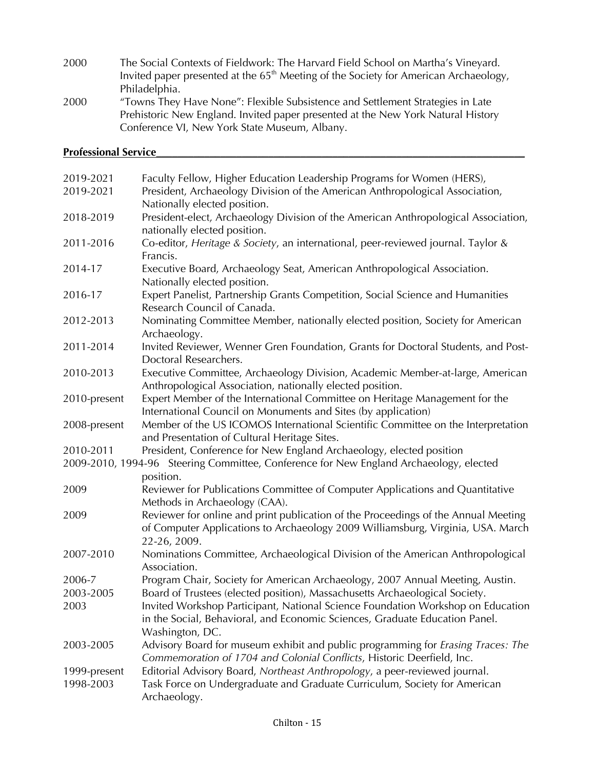2000 The Social Contexts of Fieldwork: The Harvard Field School on Martha's Vineyard. Invited paper presented at the 65th Meeting of the Society for American Archaeology, Philadelphia.

2000 "Towns They Have None": Flexible Subsistence and Settlement Strategies in Late Prehistoric New England. Invited paper presented at the New York Natural History Conference VI, New York State Museum, Albany.

## Professional Service

2019-2021 Faculty Fellow, Higher Education Leadership Programs for Women (HERS),

2019-2021 President, Archaeology Division of the American Anthropological Association, Nationally elected position.

2018-2019 President-elect, Archaeology Division of the American Anthropological Association, nationally elected position.

2011-2016 Co-editor, *Heritage & Society*, an international, peer-reviewed journal. Taylor & Francis.

2014-17 Executive Board, Archaeology Seat, American Anthropological Association. Nationally elected position.

2016-17 Expert Panelist, Partnership Grants Competition, Social Science and Humanities Research Council of Canada.

2012-2013 Nominating Committee Member, nationally elected position, Society for American Archaeology.

2011-2014 Invited Reviewer, Wenner Gren Foundation, Grants for Doctoral Students, and Post-Doctoral Researchers.

2010-2013 Executive Committee, Archaeology Division, Academic Member-at-large, American Anthropological Association, nationally elected position.

2010-present Expert Member of the International Committee on Heritage Management for the International Council on Monuments and Sites (by application)

2008-present Member of the US ICOMOS International Scientific Committee on the Interpretation and Presentation of Cultural Heritage Sites.

2010-2011 President, Conference for New England Archaeology, elected position

2009-2010, 1994-96 Steering Committee, Conference for New England Archaeology, elected position.

2009 Reviewer for Publications Committee of Computer Applications and Quantitative Methods in Archaeology (CAA).

2009 Reviewer for online and print publication of the Proceedings of the Annual Meeting of Computer Applications to Archaeology 2009 Williamsburg, Virginia, USA. March 22-26, 2009.

2007-2010 Nominations Committee, Archaeological Division of the American Anthropological Association.

2006-7 Program Chair, Society for American Archaeology, 2007 Annual Meeting, Austin.

2003-2005 Board of Trustees (elected position), Massachusetts Archaeological Society.

2003 Invited Workshop Participant, National Science Foundation Workshop on Education in the Social, Behavioral, and Economic Sciences, Graduate Education Panel. Washington, DC.

2003-2005 Advisory Board for museum exhibit and public programming for *Erasing Traces: The Commemoration of 1704 and Colonial Conflicts*, Historic Deerfield, Inc.

1999-present Editorial Advisory Board, *Northeast Anthropology*, a peer-reviewed journal.

1998-2003 Task Force on Undergraduate and Graduate Curriculum, Society for American Archaeology.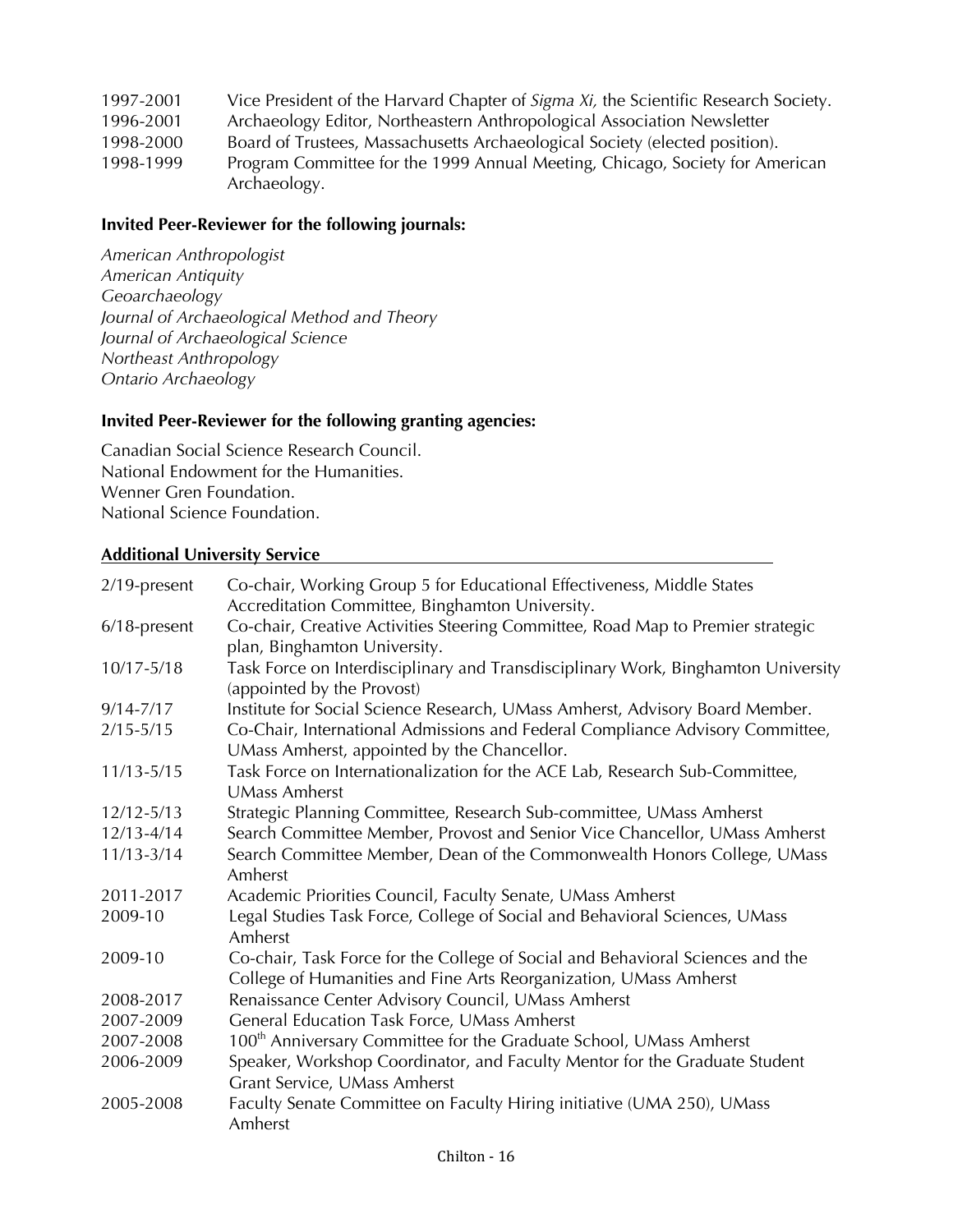| | |
|---|---|
| 1997-2001 | Vice President of the Harvard Chapter of *Sigma Xi,* the Scientific Research Society. |
| 1996-2001 | Archaeology Editor, Northeastern Anthropological Association Newsletter |
| 1998-2000 | Board of Trustees, Massachusetts Archaeological Society (elected position). |
| 1998-1999 | Program Committee for the 1999 Annual Meeting, Chicago, Society for American Archaeology. |

**Invited Peer-Reviewer for the following journals:**

*American Anthropologist*
*American Antiquity*
*Geoarchaeology*
*Journal of Archaeological Method and Theory*
*Journal of Archaeological Science*
*Northeast Anthropology*
*Ontario Archaeology*

**Invited Peer-Reviewer for the following granting agencies:**

Canadian Social Science Research Council.
National Endowment for the Humanities.
Wenner Gren Foundation.
National Science Foundation.

**Additional University Service**

| | |
|---|---|
| 2/19-present | Co-chair, Working Group 5 for Educational Effectiveness, Middle States Accreditation Committee, Binghamton University. |
| 6/18-present | Co-chair, Creative Activities Steering Committee, Road Map to Premier strategic plan, Binghamton University. |
| 10/17-5/18 | Task Force on Interdisciplinary and Transdisciplinary Work, Binghamton University (appointed by the Provost) |
| 9/14-7/17 | Institute for Social Science Research, UMass Amherst, Advisory Board Member. |
| 2/15-5/15 | Co-Chair, International Admissions and Federal Compliance Advisory Committee, UMass Amherst, appointed by the Chancellor. |
| 11/13-5/15 | Task Force on Internationalization for the ACE Lab, Research Sub-Committee, UMass Amherst |
| 12/12-5/13 | Strategic Planning Committee, Research Sub-committee, UMass Amherst |
| 12/13-4/14 | Search Committee Member, Provost and Senior Vice Chancellor, UMass Amherst |
| 11/13-3/14 | Search Committee Member, Dean of the Commonwealth Honors College, UMass Amherst |
| 2011-2017 | Academic Priorities Council, Faculty Senate, UMass Amherst |
| 2009-10 | Legal Studies Task Force, College of Social and Behavioral Sciences, UMass Amherst |
| 2009-10 | Co-chair, Task Force for the College of Social and Behavioral Sciences and the College of Humanities and Fine Arts Reorganization, UMass Amherst |
| 2008-2017 | Renaissance Center Advisory Council, UMass Amherst |
| 2007-2009 | General Education Task Force, UMass Amherst |
| 2007-2008 | 100th Anniversary Committee for the Graduate School, UMass Amherst |
| 2006-2009 | Speaker, Workshop Coordinator, and Faculty Mentor for the Graduate Student Grant Service, UMass Amherst |
| 2005-2008 | Faculty Senate Committee on Faculty Hiring initiative (UMA 250), UMass Amherst |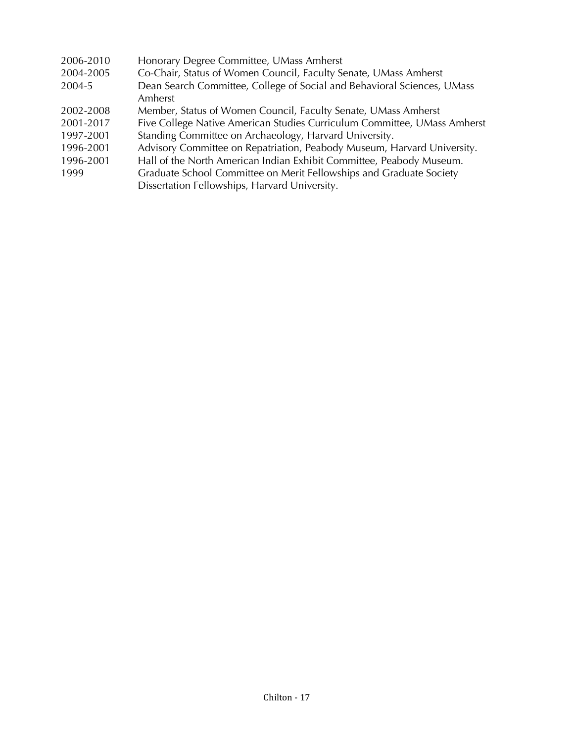2006-2010 Honorary Degree Committee, UMass Amherst
2004-2005 Co-Chair, Status of Women Council, Faculty Senate, UMass Amherst
2004-5 Dean Search Committee, College of Social and Behavioral Sciences, UMass Amherst
2002-2008 Member, Status of Women Council, Faculty Senate, UMass Amherst
2001-2017 Five College Native American Studies Curriculum Committee, UMass Amherst
1997-2001 Standing Committee on Archaeology, Harvard University.
1996-2001 Advisory Committee on Repatriation, Peabody Museum, Harvard University.
1996-2001 Hall of the North American Indian Exhibit Committee, Peabody Museum.
1999 Graduate School Committee on Merit Fellowships and Graduate Society Dissertation Fellowships, Harvard University.